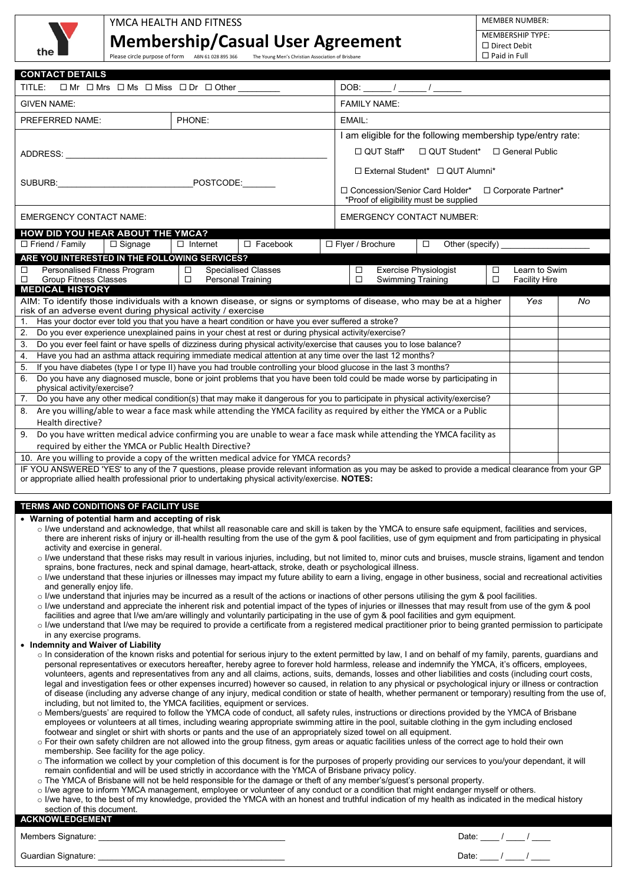the

YMCA HEALTH AND FITNESS

# Membership/Casual User Agreement

Please circle purpose of form ABN 61 028 895 366 The Young Men's Christian Association of Brisbane

MEMBER NUMBER:

MEMBERSHIP TYPE:
☐ Direct Debit
☐ Paid in Full

## CONTACT DETAILS

| | | |
|---|---|---|
| TITLE: ☐ Mr ☐ Mrs ☐ Ms ☐ Miss ☐ Dr ☐ Other _________ | | DOB: ______ / ______ / ______ |
| GIVEN NAME: | | FAMILY NAME: |
| PREFERRED NAME: | PHONE: | EMAIL: |
| ADDRESS: ____________________ SUBURB: ____________ POSTCODE: _______ | | I am eligible for the following membership type/entry rate: ☐ QUT Staff* ☐ QUT Student* ☐ General Public ☐ External Student* ☐ QUT Alumni* ☐ Concession/Senior Card Holder* ☐ Corporate Partner* *Proof of eligibility must be supplied |
| EMERGENCY CONTACT NAME: | | EMERGENCY CONTACT NUMBER: |

## HOW DID YOU HEAR ABOUT THE YMCA?

☐ Friend / Family ☐ Signage ☐ Internet ☐ Facebook ☐ Flyer / Brochure ☐ Other (specify) ________________

## ARE YOU INTERESTED IN THE FOLLOWING SERVICES?

☐ Personalised Fitness Program ☐ Specialised Classes ☐ Exercise Physiologist ☐ Learn to Swim
☐ Group Fitness Classes ☐ Personal Training ☐ Swimming Training ☐ Facility Hire

## MEDICAL HISTORY

| AIM: To identify those individuals with a known disease, or signs or symptoms of disease, who may be at a higher risk of an adverse event during physical activity / exercise | Yes | No |
|---|---|---|
| 1. Has your doctor ever told you that you have a heart condition or have you ever suffered a stroke? | | |
| 2. Do you ever experience unexplained pains in your chest at rest or during physical activity/exercise? | | |
| 3. Do you ever feel faint or have spells of dizziness during physical activity/exercise that causes you to lose balance? | | |
| 4. Have you had an asthma attack requiring immediate medical attention at any time over the last 12 months? | | |
| 5. If you have diabetes (type I or type II) have you had trouble controlling your blood glucose in the last 3 months? | | |
| 6. Do you have any diagnosed muscle, bone or joint problems that you have been told could be made worse by participating in physical activity/exercise? | | |
| 7. Do you have any other medical condition(s) that may make it dangerous for you to participate in physical activity/exercise? | | |
| 8. Are you willing/able to wear a face mask while attending the YMCA facility as required by either the YMCA or a Public Health directive? | | |
| 9. Do you have written medical advice confirming you are unable to wear a face mask while attending the YMCA facility as required by either the YMCA or Public Health Directive? | | |
| 10. Are you willing to provide a copy of the written medical advice for YMCA records? | | |

IF YOU ANSWERED 'YES' to any of the 7 questions, please provide relevant information as you may be asked to provide a medical clearance from your GP or appropriate allied health professional prior to undertaking physical activity/exercise. **NOTES:**

## TERMS AND CONDITIONS OF FACILITY USE

- **Warning of potential harm and accepting of risk**
  - I/we understand and acknowledge, that whilst all reasonable care and skill is taken by the YMCA to ensure safe equipment, facilities and services, there are inherent risks of injury or ill-health resulting from the use of the gym & pool facilities, use of gym equipment and from participating in physical activity and exercise in general.
  - I/we understand that these risks may result in various injuries, including, but not limited to, minor cuts and bruises, muscle strains, ligament and tendon sprains, bone fractures, neck and spinal damage, heart-attack, stroke, death or psychological illness.
  - I/we understand that these injuries or illnesses may impact my future ability to earn a living, engage in other business, social and recreational activities and generally enjoy life.
  - I/we understand that injuries may be incurred as a result of the actions or inactions of other persons utilising the gym & pool facilities.
  - I/we understand and appreciate the inherent risk and potential impact of the types of injuries or illnesses that may result from use of the gym & pool facilities and agree that I/we am/are willingly and voluntarily participating in the use of gym & pool facilities and gym equipment.
  - I/we understand that I/we may be required to provide a certificate from a registered medical practitioner prior to being granted permission to participate in any exercise programs.
- **Indemnity and Waiver of Liability**
  - In consideration of the known risks and potential for serious injury to the extent permitted by law, I and on behalf of my family, parents, guardians and personal representatives or executors hereafter, hereby agree to forever hold harmless, release and indemnify the YMCA, it's officers, employees, volunteers, agents and representatives from any and all claims, actions, suits, demands, losses and other liabilities and costs (including court costs, legal and investigation fees or other expenses incurred) however so caused, in relation to any physical or psychological injury or illness or contraction of disease (including any adverse change of any injury, medical condition or state of health, whether permanent or temporary) resulting from the use of, including, but not limited to, the YMCA facilities, equipment or services.
  - Members/guests' are required to follow the YMCA code of conduct, all safety rules, instructions or directions provided by the YMCA of Brisbane employees or volunteers at all times, including wearing appropriate swimming attire in the pool, suitable clothing in the gym including enclosed footwear and singlet or shirt with shorts or pants and the use of an appropriately sized towel on all equipment.
  - For their own safety children are not allowed into the group fitness, gym areas or aquatic facilities unless of the correct age to hold their own membership. See facility for the age policy.
  - The information we collect by your completion of this document is for the purposes of properly providing our services to you/your dependant, it will remain confidential and will be used strictly in accordance with the YMCA of Brisbane privacy policy.
  - The YMCA of Brisbane will not be held responsible for the damage or theft of any member's/guest's personal property.
  - I/we agree to inform YMCA management, employee or volunteer of any conduct or a condition that might endanger myself or others.
  - I/we have, to the best of my knowledge, provided the YMCA with an honest and truthful indication of my health as indicated in the medical history section of this document.

## ACKNOWLEDGEMENT

Members Signature: ________________________________________ Date: ____ / ____ / ____

Guardian Signature: ________________________________________ Date: ____ / ____ / ____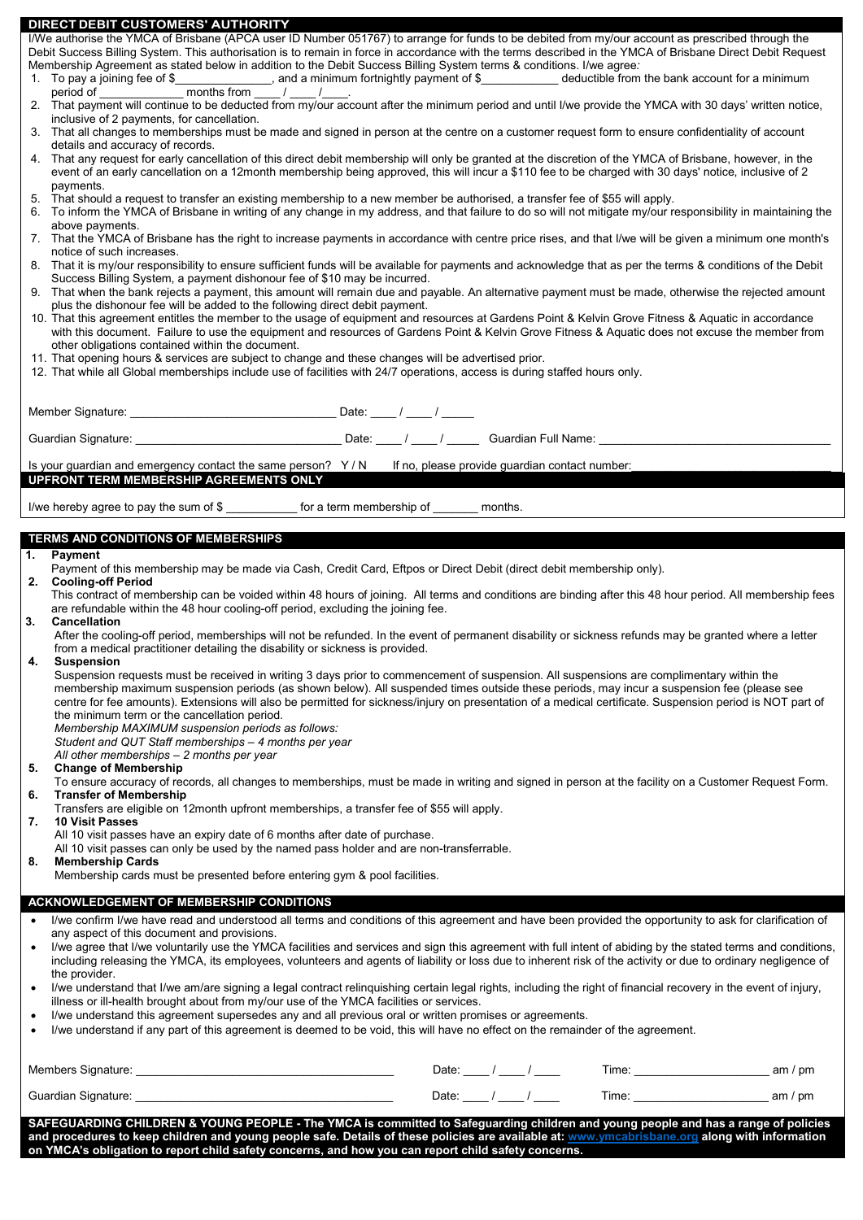## DIRECT DEBIT CUSTOMERS' AUTHORITY

I/We authorise the YMCA of Brisbane (APCA user ID Number 051767) to arrange for funds to be debited from my/our account as prescribed through the Debit Success Billing System. This authorisation is to remain in force in accordance with the terms described in the YMCA of Brisbane Direct Debit Request Membership Agreement as stated below in addition to the Debit Success Billing System terms & conditions. I/we agree*:*

1. To pay a joining fee of $\_\_\_\_\_\_\_\_\_\_\_\_\_\_\_, and a minimum fortnightly payment of $\_\_\_\_\_\_\_\_\_\_\_\_ deductible from the bank account for a minimum period of \_\_\_\_\_\_\_\_\_\_\_\_\_ months from \_\_\_\_ / \_\_\_\_ /\_\_\_\_.
2. That payment will continue to be deducted from my/our account after the minimum period and until I/we provide the YMCA with 30 days' written notice, inclusive of 2 payments, for cancellation.
3. That all changes to memberships must be made and signed in person at the centre on a customer request form to ensure confidentiality of account details and accuracy of records.
4. That any request for early cancellation of this direct debit membership will only be granted at the discretion of the YMCA of Brisbane, however, in the event of an early cancellation on a 12month membership being approved, this will incur a $110 fee to be charged with 30 days' notice, inclusive of 2 payments.
5. That should a request to transfer an existing membership to a new member be authorised, a transfer fee of $55 will apply.
6. To inform the YMCA of Brisbane in writing of any change in my address, and that failure to do so will not mitigate my/our responsibility in maintaining the above payments.
7. That the YMCA of Brisbane has the right to increase payments in accordance with centre price rises, and that I/we will be given a minimum one month's notice of such increases.
8. That it is my/our responsibility to ensure sufficient funds will be available for payments and acknowledge that as per the terms & conditions of the Debit Success Billing System, a payment dishonour fee of $10 may be incurred.
9. That when the bank rejects a payment, this amount will remain due and payable. An alternative payment must be made, otherwise the rejected amount plus the dishonour fee will be added to the following direct debit payment.
10. That this agreement entitles the member to the usage of equipment and resources at Gardens Point & Kelvin Grove Fitness & Aquatic in accordance with this document. Failure to use the equipment and resources of Gardens Point & Kelvin Grove Fitness & Aquatic does not excuse the member from other obligations contained within the document.
11. That opening hours & services are subject to change and these changes will be advertised prior.
12. That while all Global memberships include use of facilities with 24/7 operations, access is during staffed hours only.

Member Signature: \_\_\_\_\_\_\_\_\_\_\_\_\_\_\_\_\_\_\_\_\_\_\_\_\_\_\_\_\_\_\_ Date: \_\_\_\_ / \_\_\_\_ / \_\_\_\_\_

Guardian Signature: \_\_\_\_\_\_\_\_\_\_\_\_\_\_\_\_\_\_\_\_\_\_\_\_\_\_\_\_\_\_\_ Date: \_\_\_\_ / \_\_\_\_ / \_\_\_\_\_ Guardian Full Name: \_\_\_\_\_\_\_\_\_\_\_\_\_\_\_\_\_\_\_\_\_\_\_\_\_\_\_\_\_\_\_\_\_\_\_\_

Is your guardian and emergency contact the same person? Y / N If no, please provide guardian contact number: \_\_\_\_\_\_\_\_\_\_\_\_\_\_\_\_\_\_

## UPFRONT TERM MEMBERSHIP AGREEMENTS ONLY

I/we hereby agree to pay the sum of $ \_\_\_\_\_\_\_\_\_\_\_ for a term membership of \_\_\_\_\_\_\_ months.

## TERMS AND CONDITIONS OF MEMBERSHIPS

**1. Payment**

Payment of this membership may be made via Cash, Credit Card, Eftpos or Direct Debit (direct debit membership only).

**2. Cooling-off Period**

This contract of membership can be voided within 48 hours of joining. All terms and conditions are binding after this 48 hour period. All membership fees are refundable within the 48 hour cooling-off period, excluding the joining fee.

**3. Cancellation**

After the cooling-off period, memberships will not be refunded. In the event of permanent disability or sickness refunds may be granted where a letter from a medical practitioner detailing the disability or sickness is provided.

**4. Suspension**

Suspension requests must be received in writing 3 days prior to commencement of suspension. All suspensions are complimentary within the membership maximum suspension periods (as shown below). All suspended times outside these periods, may incur a suspension fee (please see centre for fee amounts). Extensions will also be permitted for sickness/injury on presentation of a medical certificate. Suspension period is NOT part of the minimum term or the cancellation period.

*Membership MAXIMUM suspension periods as follows:*

*Student and QUT Staff memberships – 4 months per year*

*All other memberships – 2 months per year*

**5. Change of Membership**

To ensure accuracy of records, all changes to memberships, must be made in writing and signed in person at the facility on a Customer Request Form.

**6. Transfer of Membership**

Transfers are eligible on 12month upfront memberships, a transfer fee of $55 will apply.

**7. 10 Visit Passes**

All 10 visit passes have an expiry date of 6 months after date of purchase.

All 10 visit passes can only be used by the named pass holder and are non-transferrable.

**8. Membership Cards**

Membership cards must be presented before entering gym & pool facilities.

## ACKNOWLEDGEMENT OF MEMBERSHIP CONDITIONS

- I/we confirm I/we have read and understood all terms and conditions of this agreement and have been provided the opportunity to ask for clarification of any aspect of this document and provisions.
- I/we agree that I/we voluntarily use the YMCA facilities and services and sign this agreement with full intent of abiding by the stated terms and conditions, including releasing the YMCA, its employees, volunteers and agents of liability or loss due to inherent risk of the activity or due to ordinary negligence of the provider.
- I/we understand that I/we am/are signing a legal contract relinquishing certain legal rights, including the right of financial recovery in the event of injury, illness or ill-health brought about from my/our use of the YMCA facilities or services.
- I/we understand this agreement supersedes any and all previous oral or written promises or agreements.
- I/we understand if any part of this agreement is deemed to be void, this will have no effect on the remainder of the agreement.

Members Signature: \_\_\_\_\_\_\_\_\_\_\_\_\_\_\_\_\_\_\_\_\_\_\_\_\_\_\_\_\_\_\_\_\_\_\_\_\_\_\_\_ Date: \_\_\_\_ / \_\_\_\_ / \_\_\_\_ Time: \_\_\_\_\_\_\_\_\_\_\_\_\_\_\_\_\_\_\_\_\_\_ am / pm

Guardian Signature: \_\_\_\_\_\_\_\_\_\_\_\_\_\_\_\_\_\_\_\_\_\_\_\_\_\_\_\_\_\_\_\_\_\_\_\_\_\_\_\_ Date: \_\_\_\_ / \_\_\_\_ / \_\_\_\_ Time: \_\_\_\_\_\_\_\_\_\_\_\_\_\_\_\_\_\_\_\_\_\_ am / pm

**SAFEGUARDING CHILDREN & YOUNG PEOPLE - The YMCA is committed to Safeguarding children and young people and has a range of policies and procedures to keep children and young people safe. Details of these policies are available at: www.ymcabrisbane.org along with information on YMCA's obligation to report child safety concerns, and how you can report child safety concerns.**